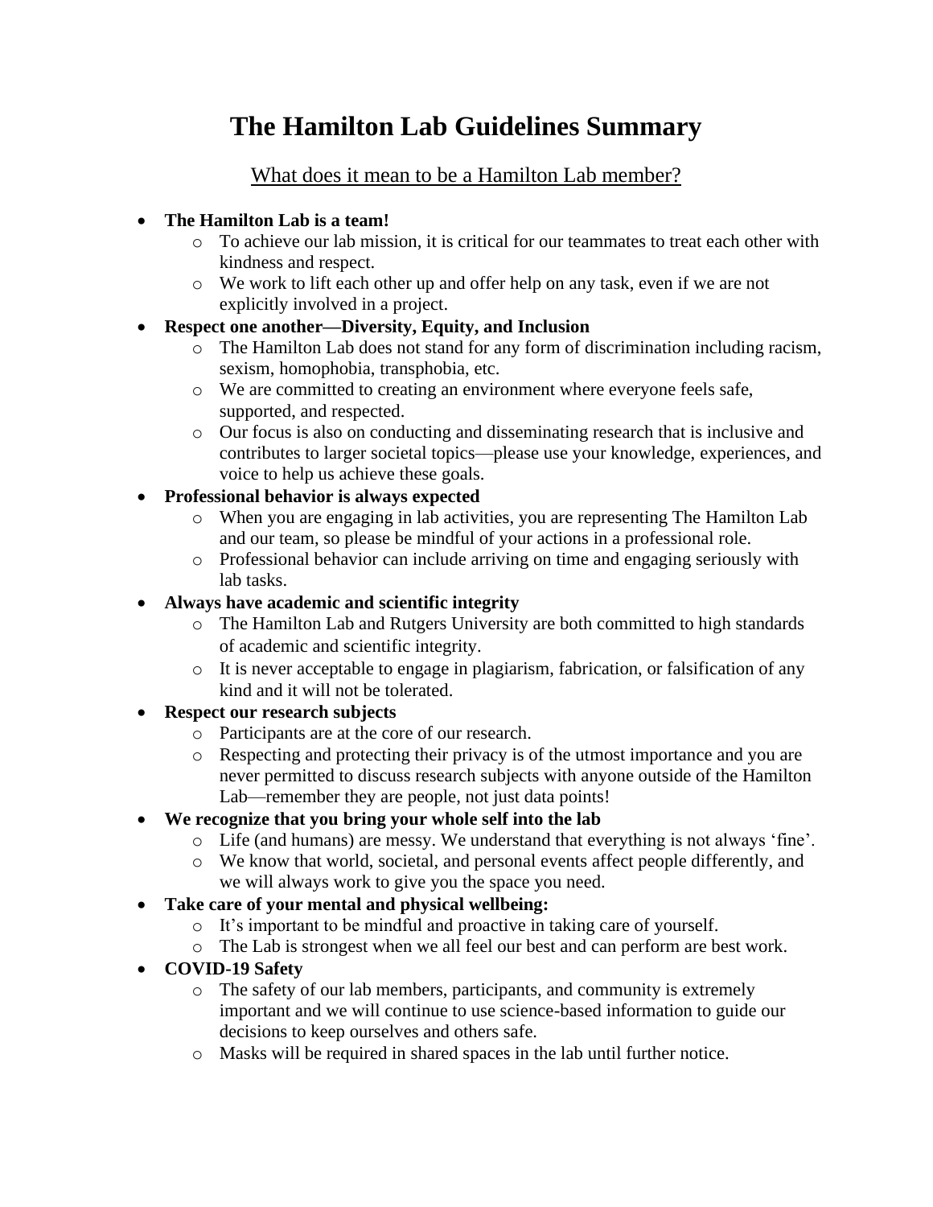# The Hamilton Lab Guidelines Summary

## What does it mean to be a Hamilton Lab member?

- **The Hamilton Lab is a team!**
  - To achieve our lab mission, it is critical for our teammates to treat each other with kindness and respect.
  - We work to lift each other up and offer help on any task, even if we are not explicitly involved in a project.
- **Respect one another—Diversity, Equity, and Inclusion**
  - The Hamilton Lab does not stand for any form of discrimination including racism, sexism, homophobia, transphobia, etc.
  - We are committed to creating an environment where everyone feels safe, supported, and respected.
  - Our focus is also on conducting and disseminating research that is inclusive and contributes to larger societal topics—please use your knowledge, experiences, and voice to help us achieve these goals.
- **Professional behavior is always expected**
  - When you are engaging in lab activities, you are representing The Hamilton Lab and our team, so please be mindful of your actions in a professional role.
  - Professional behavior can include arriving on time and engaging seriously with lab tasks.
- **Always have academic and scientific integrity**
  - The Hamilton Lab and Rutgers University are both committed to high standards of academic and scientific integrity.
  - It is never acceptable to engage in plagiarism, fabrication, or falsification of any kind and it will not be tolerated.
- **Respect our research subjects**
  - Participants are at the core of our research.
  - Respecting and protecting their privacy is of the utmost importance and you are never permitted to discuss research subjects with anyone outside of the Hamilton Lab—remember they are people, not just data points!
- **We recognize that you bring your whole self into the lab**
  - Life (and humans) are messy. We understand that everything is not always 'fine'.
  - We know that world, societal, and personal events affect people differently, and we will always work to give you the space you need.
- **Take care of your mental and physical wellbeing:**
  - It's important to be mindful and proactive in taking care of yourself.
  - The Lab is strongest when we all feel our best and can perform are best work.
- **COVID-19 Safety**
  - The safety of our lab members, participants, and community is extremely important and we will continue to use science-based information to guide our decisions to keep ourselves and others safe.
  - Masks will be required in shared spaces in the lab until further notice.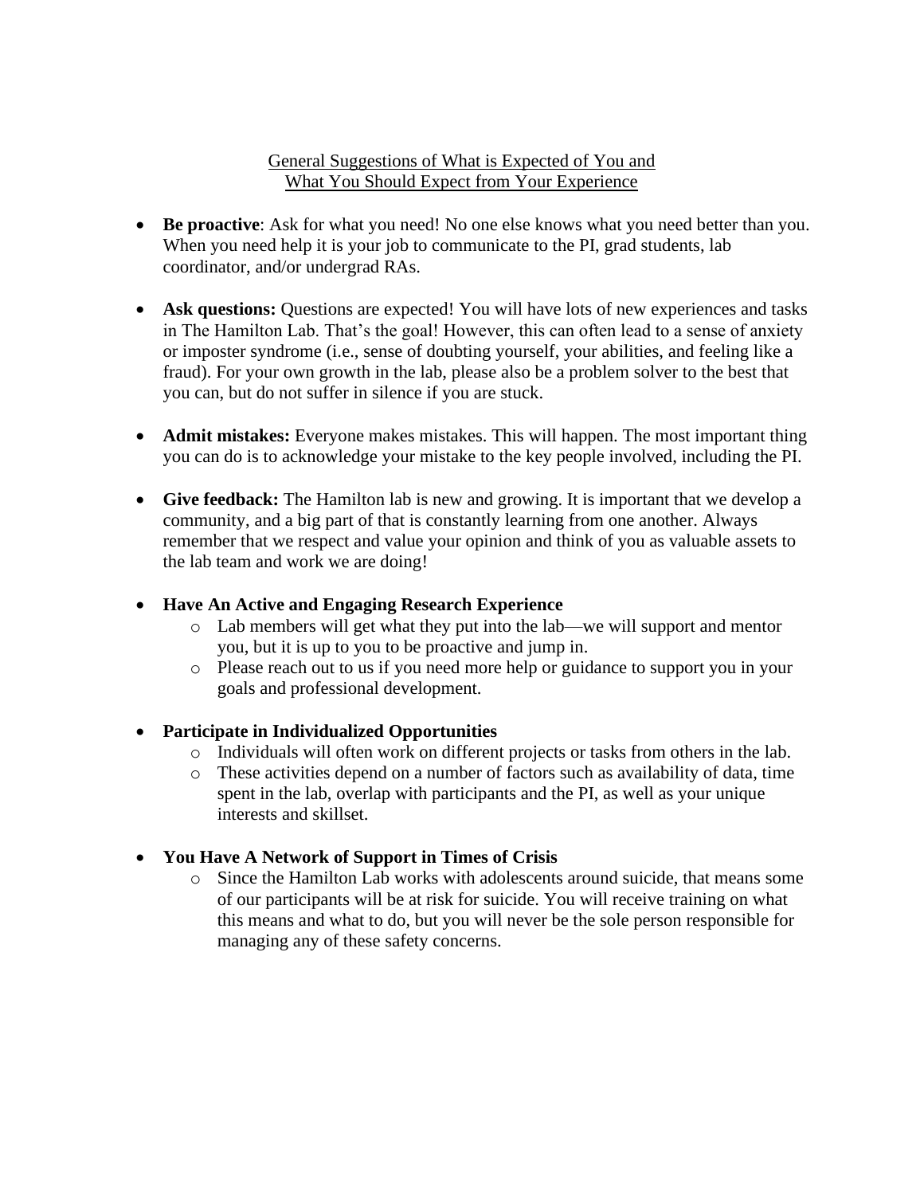General Suggestions of What is Expected of You and
What You Should Expect from Your Experience

- **Be proactive**: Ask for what you need! No one else knows what you need better than you. When you need help it is your job to communicate to the PI, grad students, lab coordinator, and/or undergrad RAs.

- **Ask questions:** Questions are expected! You will have lots of new experiences and tasks in The Hamilton Lab. That's the goal! However, this can often lead to a sense of anxiety or imposter syndrome (i.e., sense of doubting yourself, your abilities, and feeling like a fraud). For your own growth in the lab, please also be a problem solver to the best that you can, but do not suffer in silence if you are stuck.

- **Admit mistakes:** Everyone makes mistakes. This will happen. The most important thing you can do is to acknowledge your mistake to the key people involved, including the PI.

- **Give feedback:** The Hamilton lab is new and growing. It is important that we develop a community, and a big part of that is constantly learning from one another. Always remember that we respect and value your opinion and think of you as valuable assets to the lab team and work we are doing!

- **Have An Active and Engaging Research Experience**
  - Lab members will get what they put into the lab—we will support and mentor you, but it is up to you to be proactive and jump in.
  - Please reach out to us if you need more help or guidance to support you in your goals and professional development.

- **Participate in Individualized Opportunities**
  - Individuals will often work on different projects or tasks from others in the lab.
  - These activities depend on a number of factors such as availability of data, time spent in the lab, overlap with participants and the PI, as well as your unique interests and skillset.

- **You Have A Network of Support in Times of Crisis**
  - Since the Hamilton Lab works with adolescents around suicide, that means some of our participants will be at risk for suicide. You will receive training on what this means and what to do, but you will never be the sole person responsible for managing any of these safety concerns.